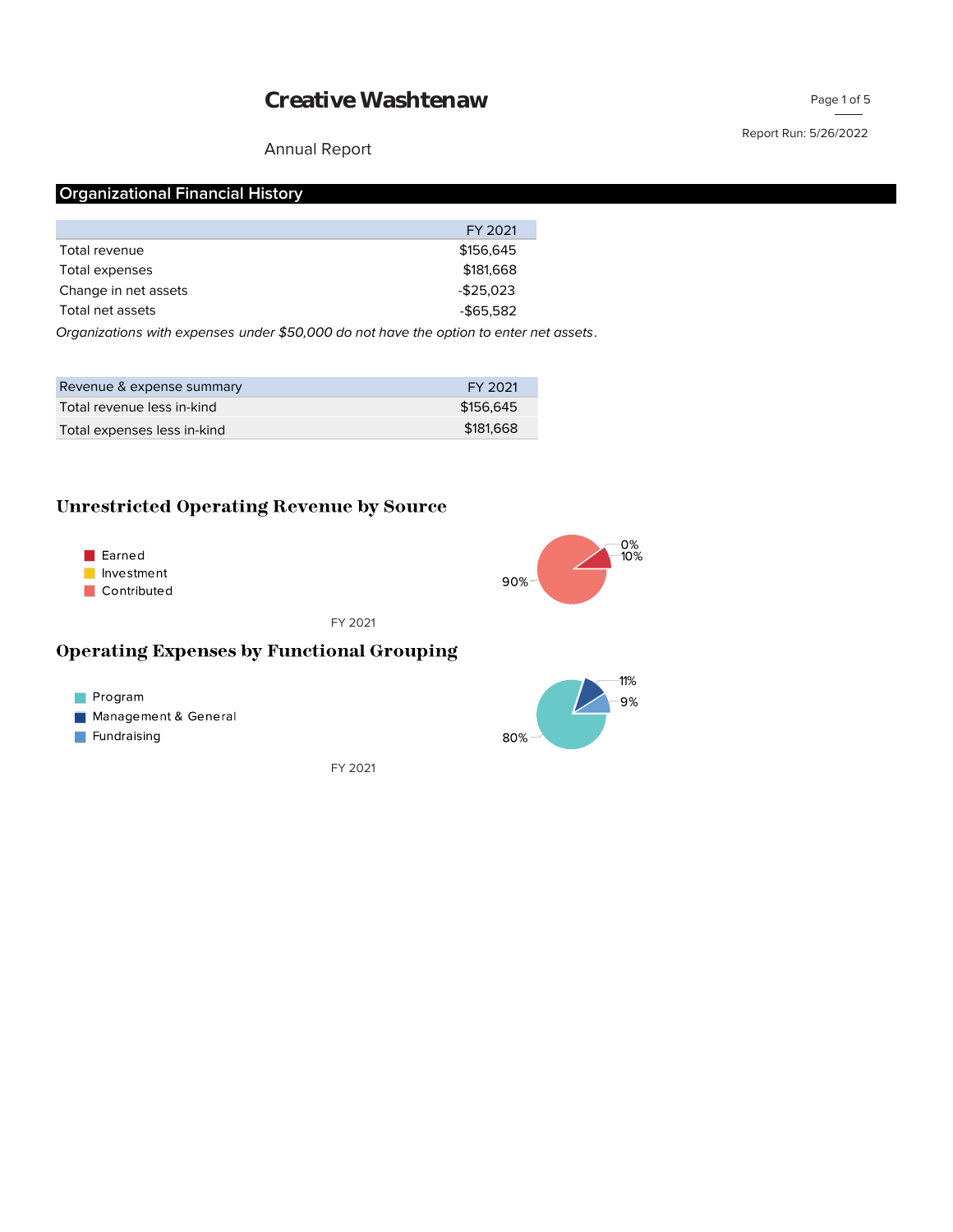# Creative Washtenaw

Annual Report

Report Run: 5/26/2022

## Organizational Financial History

| | FY 2021 |
|---|---|
| Total revenue | $156,645 |
| Total expenses | $181,668 |
| Change in net assets | -$25,023 |
| Total net assets | -$65,582 |

*Organizations with expenses under $50,000 do not have the option to enter net assets.*

| Revenue & expense summary | FY 2021 |
|---|---|
| Total revenue less in-kind | $156,645 |
| Total expenses less in-kind | $181,668 |

### Unrestricted Operating Revenue by Source

- Earned
- Investment
- Contributed

90%, 10%, 0%

FY 2021

### Operating Expenses by Functional Grouping

- Program
- Management & General
- Fundraising

80%, 11%, 9%

FY 2021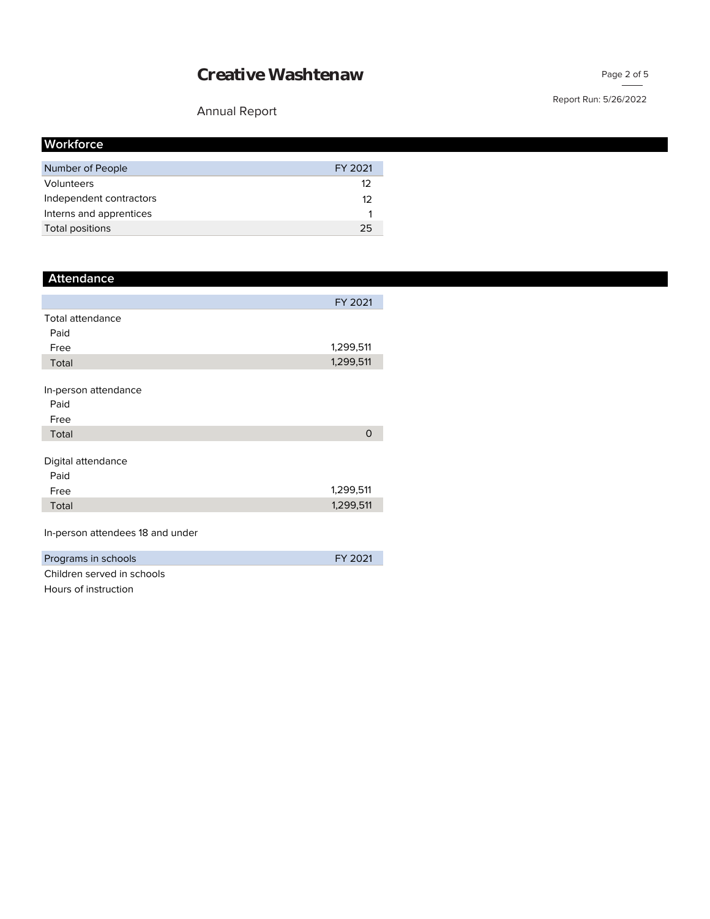# Creative Washtenaw

Annual Report

Report Run: 5/26/2022

## Workforce

| Number of People | FY 2021 |
| --- | --- |
| Volunteers | 12 |
| Independent contractors | 12 |
| Interns and apprentices | 1 |
| Total positions | 25 |

## Attendance

| | FY 2021 |
| --- | --- |
| **Total attendance** | |
| Paid | |
| Free | 1,299,511 |
| Total | 1,299,511 |
| **In-person attendance** | |
| Paid | |
| Free | |
| Total | 0 |
| **Digital attendance** | |
| Paid | |
| Free | 1,299,511 |
| Total | 1,299,511 |
| In-person attendees 18 and under | |

| Programs in schools | FY 2021 |
| --- | --- |
| Children served in schools | |
| Hours of instruction | |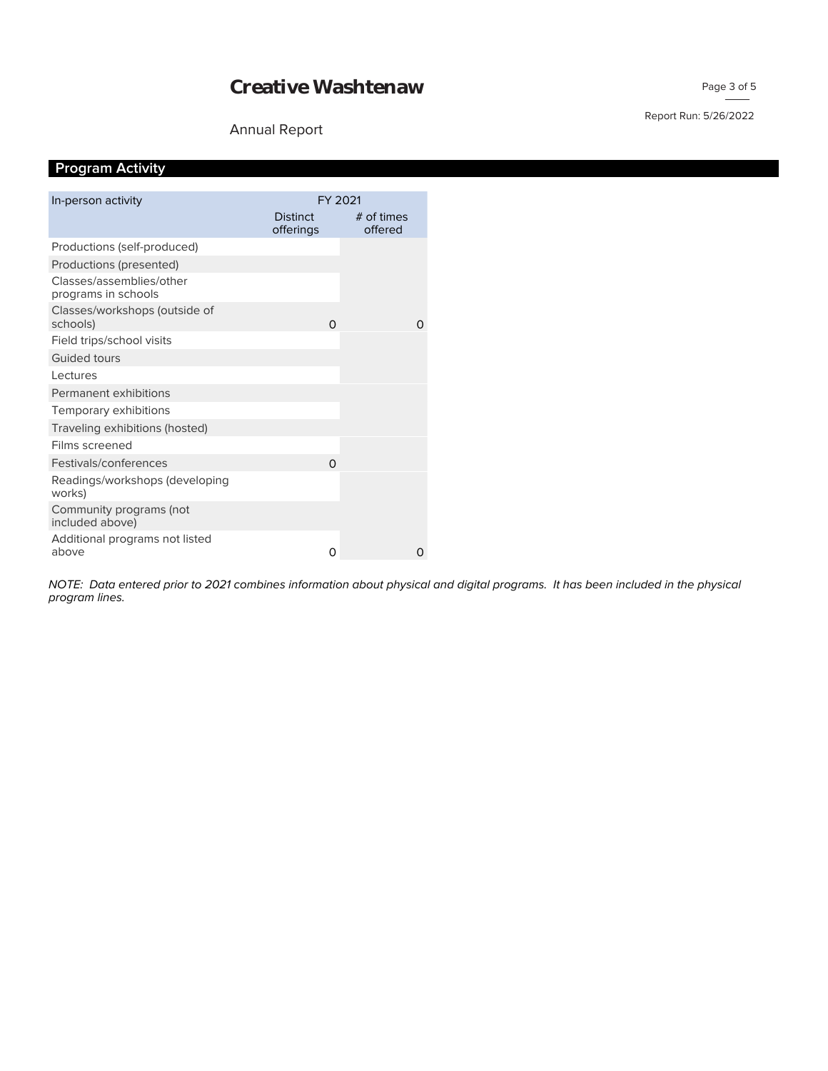## Program Activity

| In-person activity | FY 2021 | |
|---|---|---|
| | Distinct offerings | # of times offered |
| Productions (self-produced) | | |
| Productions (presented) | | |
| Classes/assemblies/other programs in schools | | |
| Classes/workshops (outside of schools) | 0 | 0 |
| Field trips/school visits | | |
| Guided tours | | |
| Lectures | | |
| Permanent exhibitions | | |
| Temporary exhibitions | | |
| Traveling exhibitions (hosted) | | |
| Films screened | | |
| Festivals/conferences | 0 | |
| Readings/workshops (developing works) | | |
| Community programs (not included above) | | |
| Additional programs not listed above | 0 | 0 |

*NOTE: Data entered prior to 2021 combines information about physical and digital programs. It has been included in the physical program lines.*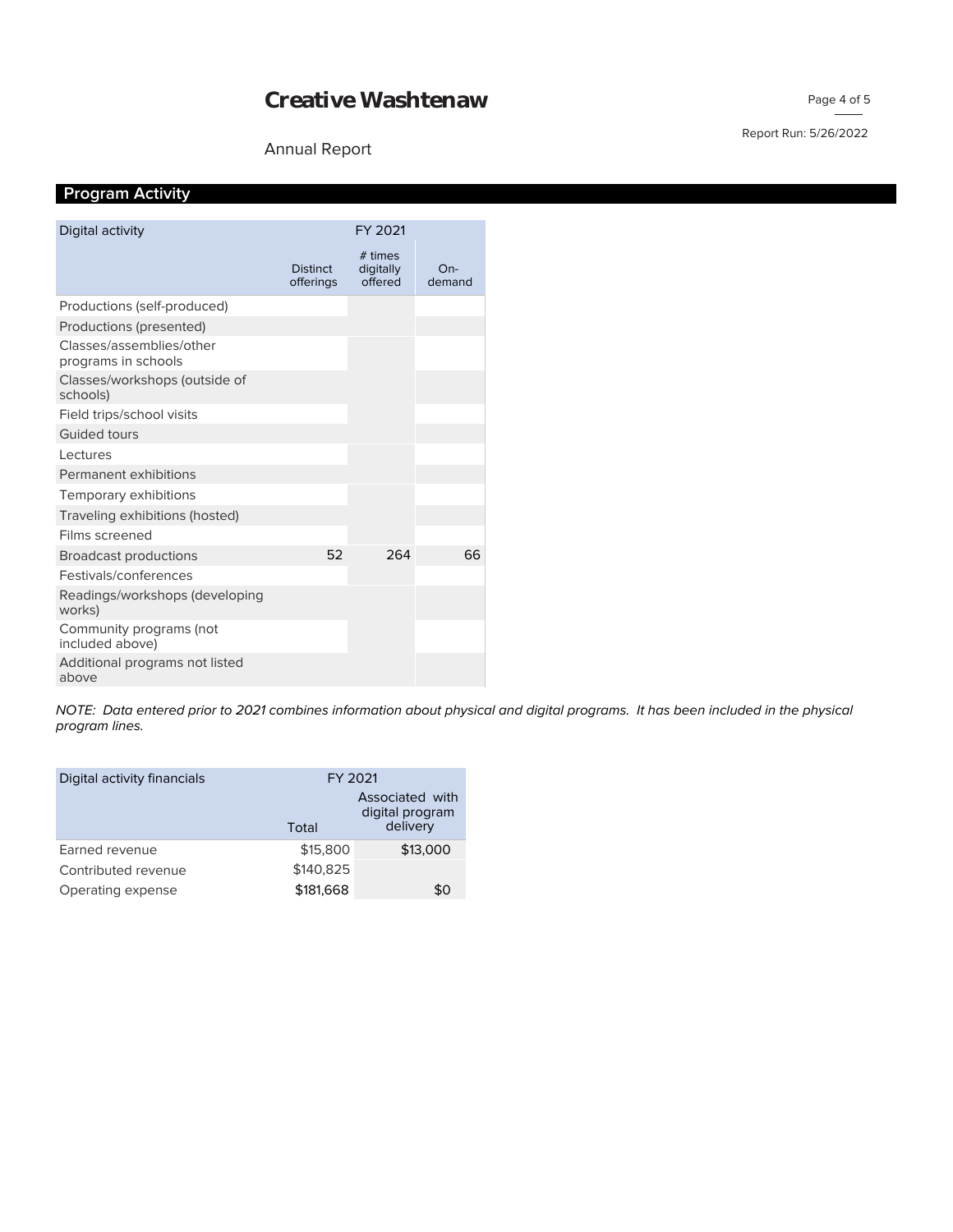# Creative Washtenaw

Annual Report

## Program Activity

| Digital activity | FY 2021 | | |
|---|---|---|---|
| | Distinct offerings | # times digitally offered | On-demand |
| Productions (self-produced) | | | |
| Productions (presented) | | | |
| Classes/assemblies/other programs in schools | | | |
| Classes/workshops (outside of schools) | | | |
| Field trips/school visits | | | |
| Guided tours | | | |
| Lectures | | | |
| Permanent exhibitions | | | |
| Temporary exhibitions | | | |
| Traveling exhibitions (hosted) | | | |
| Films screened | | | |
| Broadcast productions | 52 | 264 | 66 |
| Festivals/conferences | | | |
| Readings/workshops (developing works) | | | |
| Community programs (not included above) | | | |
| Additional programs not listed above | | | |

*NOTE: Data entered prior to 2021 combines information about physical and digital programs. It has been included in the physical program lines.*

| Digital activity financials | FY 2021 | |
|---|---|---|
| | Total | Associated with digital program delivery |
| Earned revenue | $15,800 | $13,000 |
| Contributed revenue | $140,825 | |
| Operating expense | $181,668 | $0 |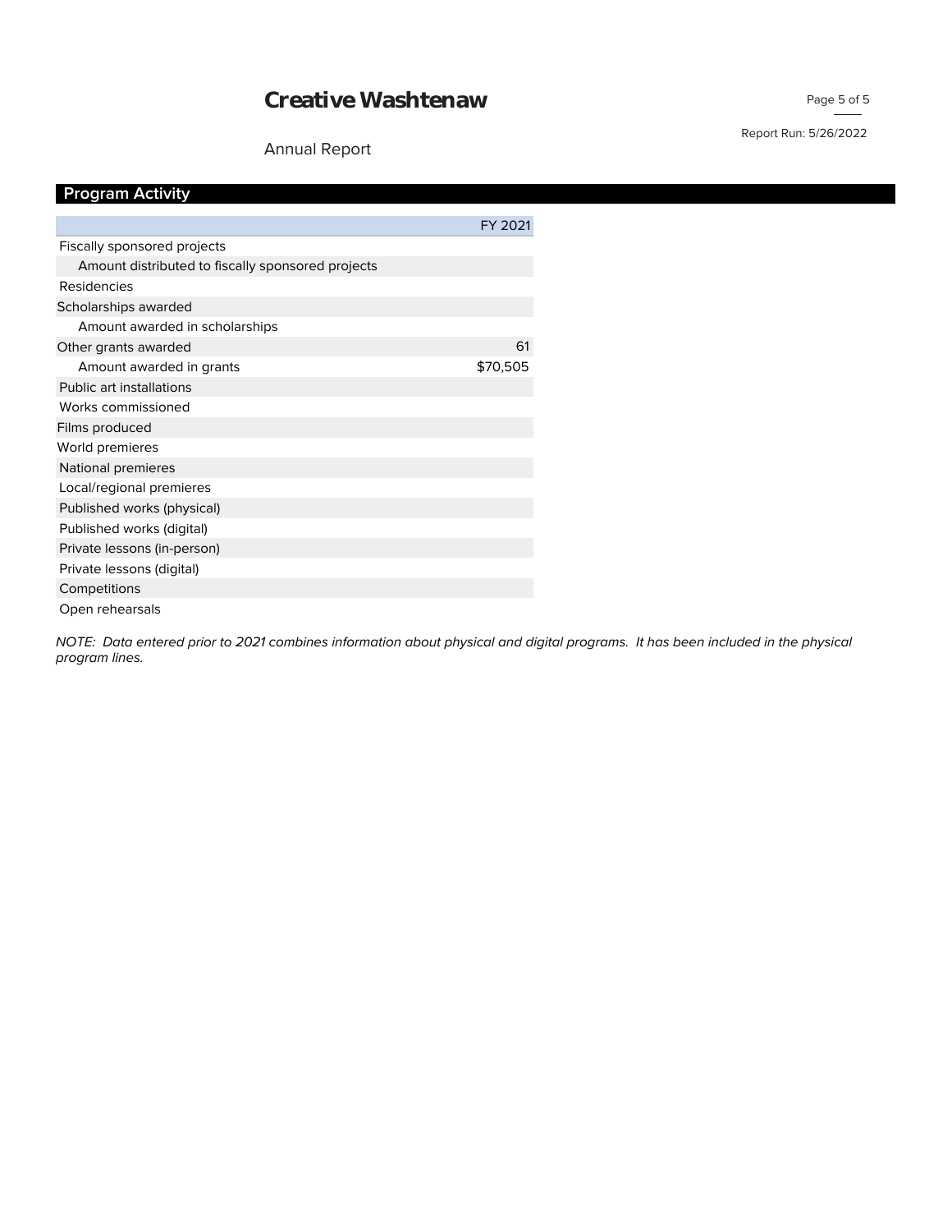# Creative Washtenaw

Annual Report

Report Run: 5/26/2022

## Program Activity

| | FY 2021 |
|---|---|
| Fiscally sponsored projects | |
| Amount distributed to fiscally sponsored projects | |
| Residencies | |
| Scholarships awarded | |
| Amount awarded in scholarships | |
| Other grants awarded | 61 |
| Amount awarded in grants | $70,505 |
| Public art installations | |
| Works commissioned | |
| Films produced | |
| World premieres | |
| National premieres | |
| Local/regional premieres | |
| Published works (physical) | |
| Published works (digital) | |
| Private lessons (in-person) | |
| Private lessons (digital) | |
| Competitions | |
| Open rehearsals | |

*NOTE: Data entered prior to 2021 combines information about physical and digital programs. It has been included in the physical program lines.*